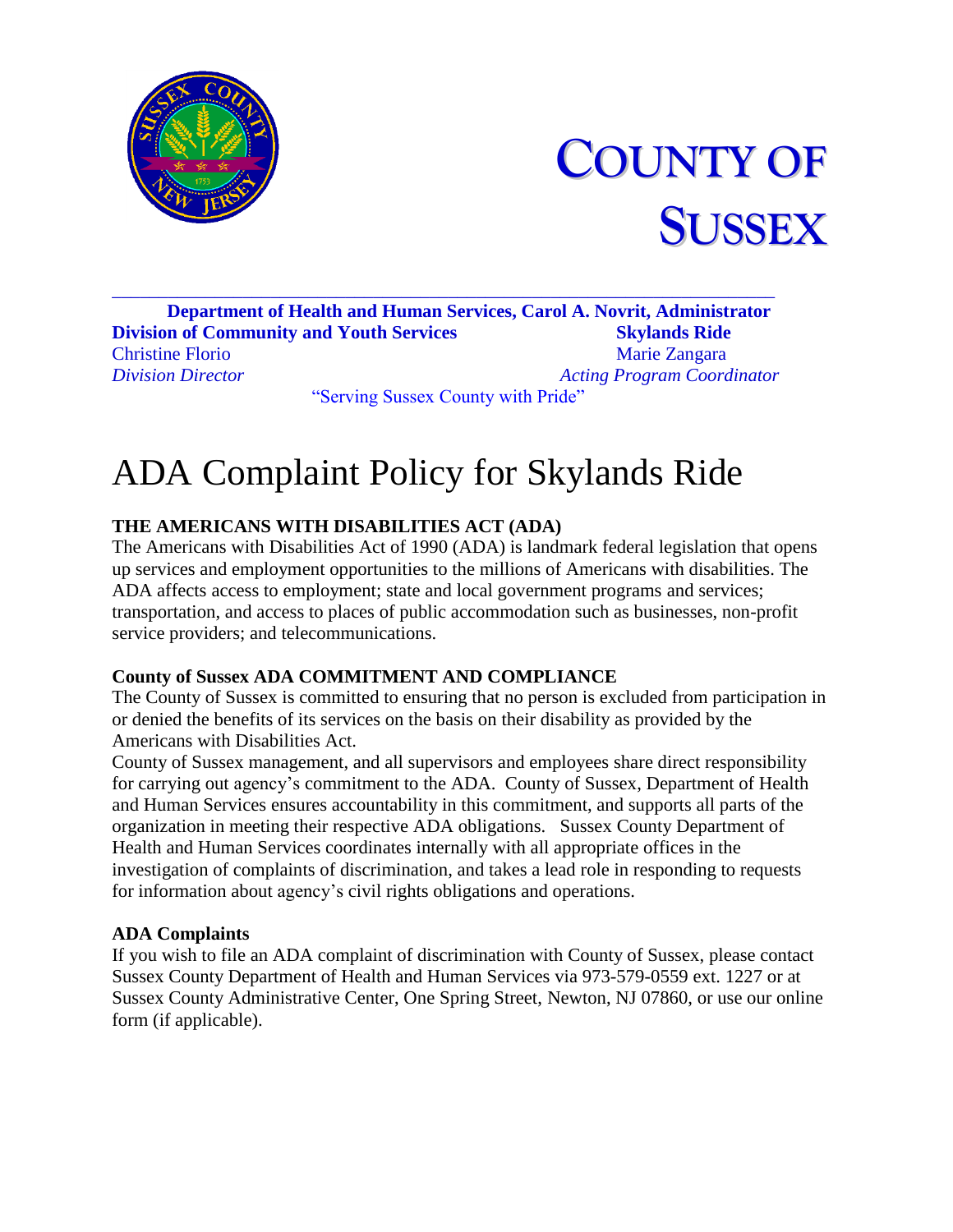# COUNTY OF SUSSEX

**Department of Health and Human Services, Carol A. Novrit, Administrator**

**Division of Community and Youth Services**
Christine Florio
*Division Director*

**Skylands Ride**
Marie Zangara
*Acting Program Coordinator*

"Serving Sussex County with Pride"

# ADA Complaint Policy for Skylands Ride

**THE AMERICANS WITH DISABILITIES ACT (ADA)**

The Americans with Disabilities Act of 1990 (ADA) is landmark federal legislation that opens up services and employment opportunities to the millions of Americans with disabilities. The ADA affects access to employment; state and local government programs and services; transportation, and access to places of public accommodation such as businesses, non-profit service providers; and telecommunications.

**County of Sussex ADA COMMITMENT AND COMPLIANCE**

The County of Sussex is committed to ensuring that no person is excluded from participation in or denied the benefits of its services on the basis on their disability as provided by the Americans with Disabilities Act.

County of Sussex management, and all supervisors and employees share direct responsibility for carrying out agency's commitment to the ADA. County of Sussex, Department of Health and Human Services ensures accountability in this commitment, and supports all parts of the organization in meeting their respective ADA obligations. Sussex County Department of Health and Human Services coordinates internally with all appropriate offices in the investigation of complaints of discrimination, and takes a lead role in responding to requests for information about agency's civil rights obligations and operations.

**ADA Complaints**

If you wish to file an ADA complaint of discrimination with County of Sussex, please contact Sussex County Department of Health and Human Services via 973-579-0559 ext. 1227 or at Sussex County Administrative Center, One Spring Street, Newton, NJ 07860, or use our online form (if applicable).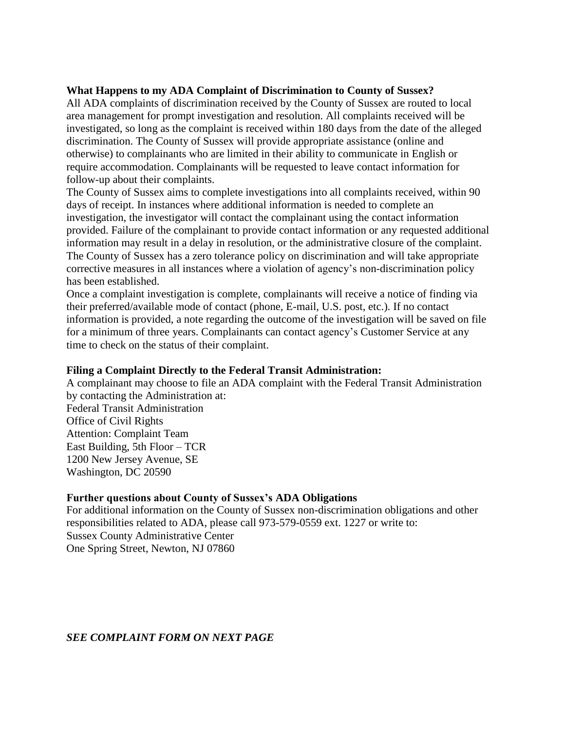**What Happens to my ADA Complaint of Discrimination to County of Sussex?**

All ADA complaints of discrimination received by the County of Sussex are routed to local area management for prompt investigation and resolution. All complaints received will be investigated, so long as the complaint is received within 180 days from the date of the alleged discrimination. The County of Sussex will provide appropriate assistance (online and otherwise) to complainants who are limited in their ability to communicate in English or require accommodation. Complainants will be requested to leave contact information for follow-up about their complaints.

The County of Sussex aims to complete investigations into all complaints received, within 90 days of receipt. In instances where additional information is needed to complete an investigation, the investigator will contact the complainant using the contact information provided. Failure of the complainant to provide contact information or any requested additional information may result in a delay in resolution, or the administrative closure of the complaint.

The County of Sussex has a zero tolerance policy on discrimination and will take appropriate corrective measures in all instances where a violation of agency's non-discrimination policy has been established.

Once a complaint investigation is complete, complainants will receive a notice of finding via their preferred/available mode of contact (phone, E-mail, U.S. post, etc.). If no contact information is provided, a note regarding the outcome of the investigation will be saved on file for a minimum of three years. Complainants can contact agency's Customer Service at any time to check on the status of their complaint.

**Filing a Complaint Directly to the Federal Transit Administration:**

A complainant may choose to file an ADA complaint with the Federal Transit Administration by contacting the Administration at:

Federal Transit Administration
Office of Civil Rights
Attention: Complaint Team
East Building, 5th Floor – TCR
1200 New Jersey Avenue, SE
Washington, DC 20590

**Further questions about County of Sussex's ADA Obligations**

For additional information on the County of Sussex non-discrimination obligations and other responsibilities related to ADA, please call 973-579-0559 ext. 1227 or write to:

Sussex County Administrative Center
One Spring Street, Newton, NJ 07860

***SEE COMPLAINT FORM ON NEXT PAGE***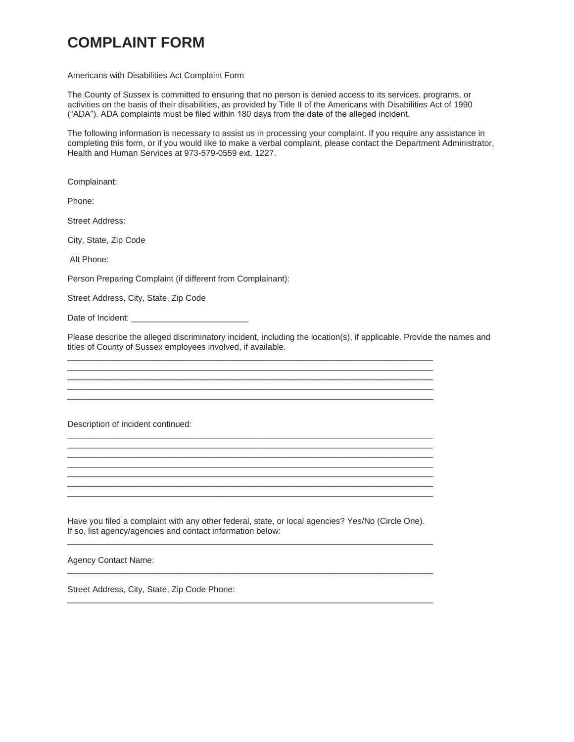# COMPLAINT FORM

Americans with Disabilities Act Complaint Form

The County of Sussex is committed to ensuring that no person is denied access to its services, programs, or activities on the basis of their disabilities, as provided by Title II of the Americans with Disabilities Act of 1990 ("ADA"). ADA complaints must be filed within 180 days from the date of the alleged incident.

The following information is necessary to assist us in processing your complaint. If you require any assistance in completing this form, or if you would like to make a verbal complaint, please contact the Department Administrator, Health and Human Services at 973-579-0559 ext. 1227.

Complainant:

Phone:

Street Address:

City, State, Zip Code

Alt Phone:

Person Preparing Complaint (if different from Complainant):

Street Address, City, State, Zip Code

Date of Incident: ________________________

Please describe the alleged discriminatory incident, including the location(s), if applicable. Provide the names and titles of County of Sussex employees involved, if available.

________________________________________________________________________________
________________________________________________________________________________
________________________________________________________________________________
________________________________________________________________________________
________________________________________________________________________________

Description of incident continued:

________________________________________________________________________________
________________________________________________________________________________
________________________________________________________________________________
________________________________________________________________________________
________________________________________________________________________________
________________________________________________________________________________
________________________________________________________________________________

Have you filed a complaint with any other federal, state, or local agencies? Yes/No (Circle One).
If so, list agency/agencies and contact information below:

________________________________________________________________________________

Agency Contact Name:

________________________________________________________________________________

Street Address, City, State, Zip Code Phone:

________________________________________________________________________________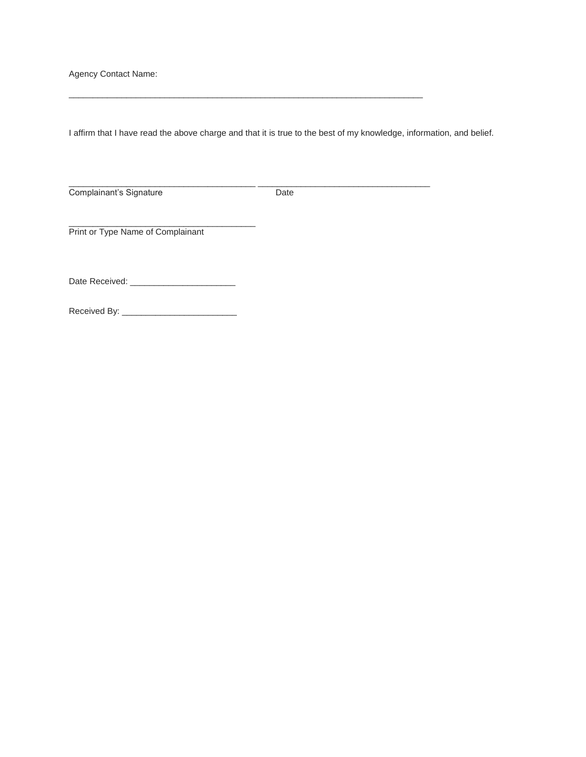Agency Contact Name:

______________________________________________________________________________

I affirm that I have read the above charge and that it is true to the best of my knowledge, information, and belief.

________________________________________ ______________________________________

Complainant's Signature                                        Date

________________________________________

Print or Type Name of Complainant

Date Received: ______________________

Received By: ________________________